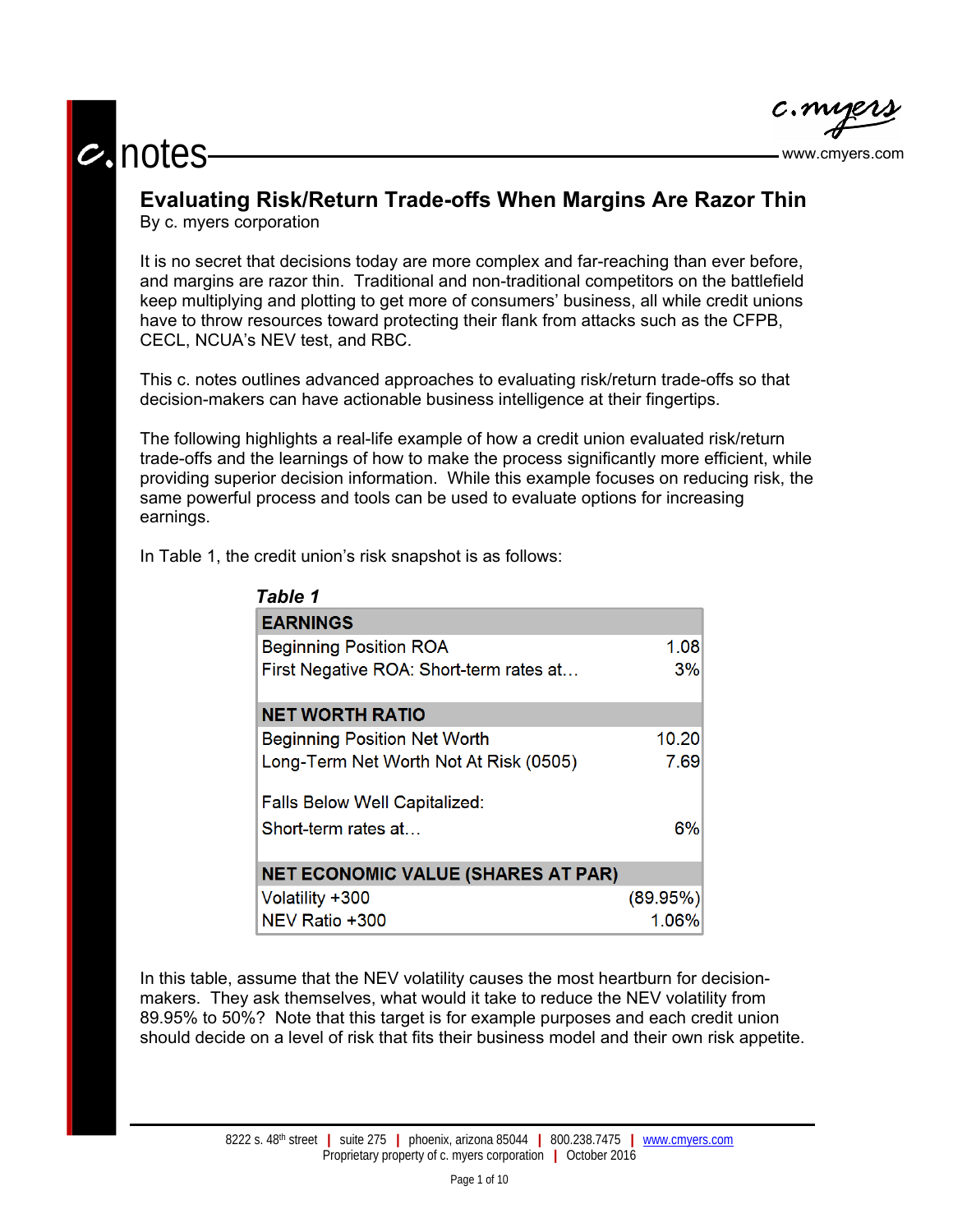c. notes

# Evaluating Risk/Return Trade-offs When Margins Are Razor Thin

By c. myers corporation

It is no secret that decisions today are more complex and far-reaching than ever before, and margins are razor thin. Traditional and non-traditional competitors on the battlefield keep multiplying and plotting to get more of consumers' business, all while credit unions have to throw resources toward protecting their flank from attacks such as the CFPB, CECL, NCUA's NEV test, and RBC.

This c. notes outlines advanced approaches to evaluating risk/return trade-offs so that decision-makers can have actionable business intelligence at their fingertips.

The following highlights a real-life example of how a credit union evaluated risk/return trade-offs and the learnings of how to make the process significantly more efficient, while providing superior decision information. While this example focuses on reducing risk, the same powerful process and tools can be used to evaluate options for increasing earnings.

In Table 1, the credit union's risk snapshot is as follows:

*Table 1*

| **EARNINGS** | |
|---|---|
| Beginning Position ROA | 1.08 |
| First Negative ROA: Short-term rates at… | 3% |
| **NET WORTH RATIO** | |
| Beginning Position Net Worth | 10.20 |
| Long-Term Net Worth Not At Risk (0505) | 7.69 |
| Falls Below Well Capitalized: | |
| Short-term rates at… | 6% |
| **NET ECONOMIC VALUE (SHARES AT PAR)** | |
| Volatility +300 | (89.95%) |
| NEV Ratio +300 | 1.06% |

In this table, assume that the NEV volatility causes the most heartburn for decision-makers. They ask themselves, what would it take to reduce the NEV volatility from 89.95% to 50%? Note that this target is for example purposes and each credit union should decide on a level of risk that fits their business model and their own risk appetite.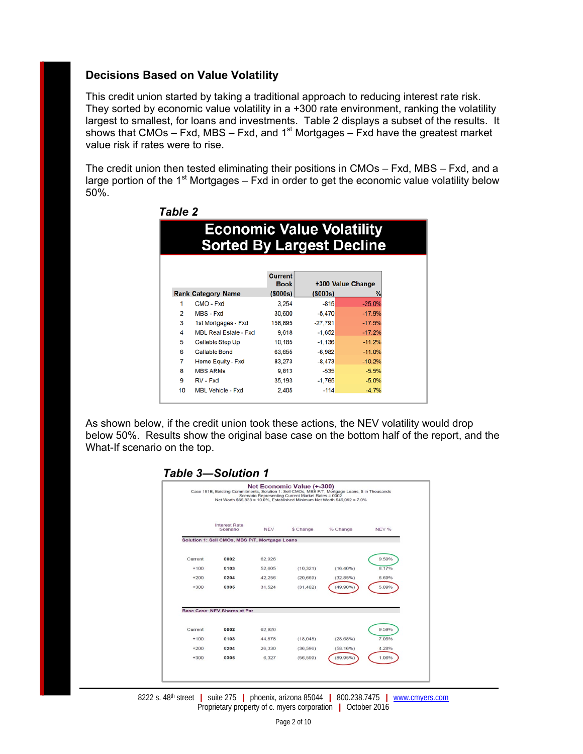### Decisions Based on Value Volatility

This credit union started by taking a traditional approach to reducing interest rate risk. They sorted by economic value volatility in a +300 rate environment, ranking the volatility largest to smallest, for loans and investments. Table 2 displays a subset of the results. It shows that CMOs – Fxd, MBS – Fxd, and 1st Mortgages – Fxd have the greatest market value risk if rates were to rise.

The credit union then tested eliminating their positions in CMOs – Fxd, MBS – Fxd, and a large portion of the 1st Mortgages – Fxd in order to get the economic value volatility below 50%.

***Table 2***

**Economic Value Volatility Sorted By Largest Decline**

| Rank | Category Name | Current Book ($000s) | +300 Value Change ($000s) | % |
|---|---|---|---|---|
| 1 | CMO - Fxd | 3,254 | -815 | -25.0% |
| 2 | MBS - Fxd | 30,600 | -5,470 | -17.9% |
| 3 | 1st Mortgages - Fxd | 158,895 | -27,791 | -17.5% |
| 4 | MBL Real Estate - Fxd | 9,618 | -1,652 | -17.2% |
| 5 | Callable Step Up | 10,185 | -1,136 | -11.2% |
| 6 | Callable Bond | 63,655 | -6,982 | -11.0% |
| 7 | Home Equity - Fxd | 83,273 | -8,473 | -10.2% |
| 8 | MBS ARMs | 9,813 | -535 | -5.5% |
| 9 | RV - Fxd | 35,193 | -1,765 | -5.0% |
| 10 | MBL Vehicle - Fxd | 2,405 | -114 | -4.7% |

As shown below, if the credit union took these actions, the NEV volatility would drop below 50%. Results show the original base case on the bottom half of the report, and the What-If scenario on the top.

***Table 3—Solution 1***

**Net Economic Value (+-300)**

Case 1518, Existing Commitments, Solution 1: Sell CMOs, MBS P/T, Mortgage Loans, $ in Thousands
Scenario Representing Current Market Rates = 0002
Net Worth $65,838 = 10.0%, Established Minimum Net Worth $46,092 = 7.0%

| Interest Rate Scenario | | NEV | $ Change | % Change | NEV % |
|---|---|---|---|---|---|
| **Solution 1: Sell CMOs, MBS P/T, Mortgage Loans** | | | | | |
| Current | 0002 | 62,926 | | | 9.59% |
| +100 | 0103 | 52,605 | (10,321) | (16.40%) | 8.17% |
| +200 | 0204 | 42,256 | (20,669) | (32.85%) | 6.69% |
| +300 | 0305 | 31,524 | (31,402) | (49.90%) | 5.09% |
| **Base Case: NEV Shares at Par** | | | | | |
| Current | 0002 | 62,926 | | | 9.59% |
| +100 | 0103 | 44,878 | (18,048) | (28.68%) | 7.05% |
| +200 | 0204 | 26,330 | (36,596) | (58.16%) | 4.28% |
| +300 | 0305 | 6,327 | (56,599) | (89.95%) | 1.06% |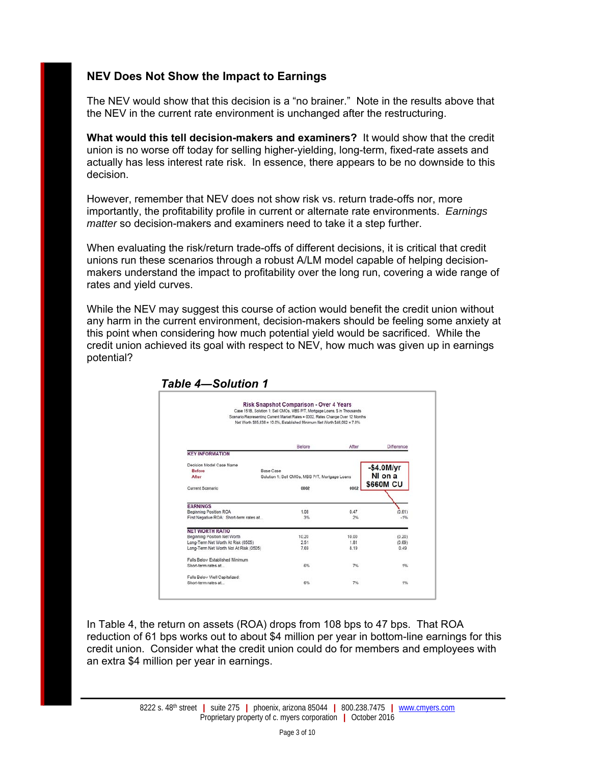### NEV Does Not Show the Impact to Earnings

The NEV would show that this decision is a "no brainer." Note in the results above that the NEV in the current rate environment is unchanged after the restructuring.

**What would this tell decision-makers and examiners?** It would show that the credit union is no worse off today for selling higher-yielding, long-term, fixed-rate assets and actually has less interest rate risk. In essence, there appears to be no downside to this decision.

However, remember that NEV does not show risk vs. return trade-offs nor, more importantly, the profitability profile in current or alternate rate environments. *Earnings matter* so decision-makers and examiners need to take it a step further.

When evaluating the risk/return trade-offs of different decisions, it is critical that credit unions run these scenarios through a robust A/LM model capable of helping decision-makers understand the impact to profitability over the long run, covering a wide range of rates and yield curves.

While the NEV may suggest this course of action would benefit the credit union without any harm in the current environment, decision-makers should be feeling some anxiety at this point when considering how much potential yield would be sacrificed. While the credit union achieved its goal with respect to NEV, how much was given up in earnings potential?

***Table 4—Solution 1***

**Risk Snapshot Comparison - Over 4 Years**
Case 151B, Solution 1: Sell CMOs, MBS P/T, Mortgage Loans, $ in Thousands
Scenario Representing Current Market Rates = 0002, Rates Change Over 12 Months
Net Worth $65,838 = 10.0%, Established Minimum Net Worth $46,092 = 7.0%

| | Before | After | Difference |
|---|---|---|---|
| **KEY INFORMATION** | | | |
| Decision Model Case Name | | | |
| Before | Base Case | | |
| After | Solution 1: Sell CMOs, MBS P/T, Mortgage Loans | | |
| Current Scenario | 0002 | 0002 | |
| **EARNINGS** | | | |
| Beginning Position ROA | 1.08 | 0.47 | (0.61) |
| First Negative ROA: Short-term rates at... | 3% | 2% | -1% |
| **NET WORTH RATIO** | | | |
| Beginning Position Net Worth | 10.20 | 10.00 | (0.20) |
| Long-Term Net Worth At Risk (0505) | 2.51 | 1.81 | (0.69) |
| Long-Term Net Worth Not At Risk (0505) | 7.69 | 8.19 | 0.49 |
| Falls Below Established Minimum | | | |
| Short-term rates at... | 6% | 7% | 1% |
| Falls Below Well Capitalized: | | | |
| Short-term rates at... | 6% | 7% | 1% |

-$4.0M/yr NI on a $660M CU

In Table 4, the return on assets (ROA) drops from 108 bps to 47 bps. That ROA reduction of 61 bps works out to about $4 million per year in bottom-line earnings for this credit union. Consider what the credit union could do for members and employees with an extra $4 million per year in earnings.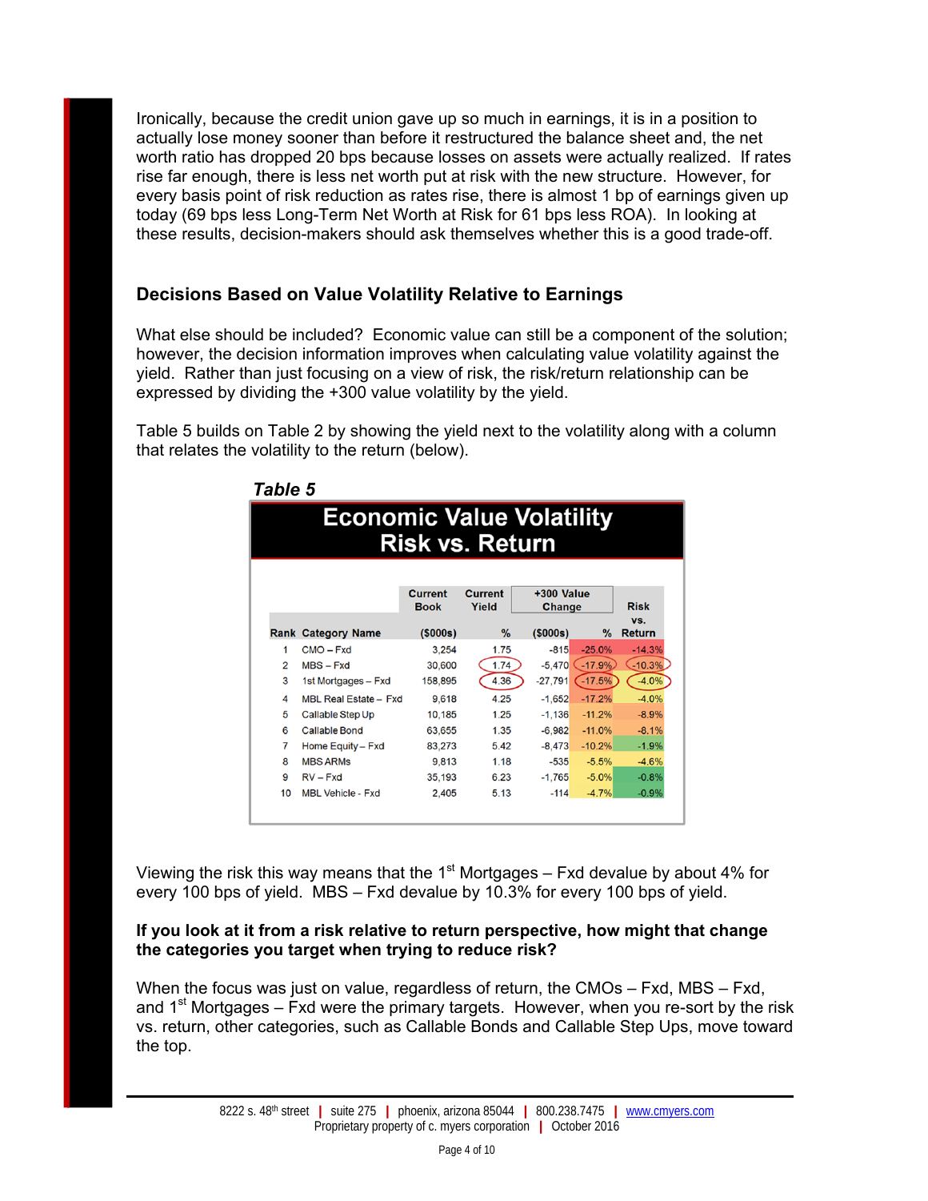Ironically, because the credit union gave up so much in earnings, it is in a position to actually lose money sooner than before it restructured the balance sheet and, the net worth ratio has dropped 20 bps because losses on assets were actually realized. If rates rise far enough, there is less net worth put at risk with the new structure. However, for every basis point of risk reduction as rates rise, there is almost 1 bp of earnings given up today (69 bps less Long-Term Net Worth at Risk for 61 bps less ROA). In looking at these results, decision-makers should ask themselves whether this is a good trade-off.

## Decisions Based on Value Volatility Relative to Earnings

What else should be included? Economic value can still be a component of the solution; however, the decision information improves when calculating value volatility against the yield. Rather than just focusing on a view of risk, the risk/return relationship can be expressed by dividing the +300 value volatility by the yield.

Table 5 builds on Table 2 by showing the yield next to the volatility along with a column that relates the volatility to the return (below).

***Table 5***

**Economic Value Volatility**
**Risk vs. Return**

| | | Current Book | Current Yield | +300 Value Change | | Risk vs. |
|---|---|---|---|---|---|---|
| **Rank** | **Category Name** | **($000s)** | **%** | **($000s)** | **%** | **Return** |
| 1 | CMO – Fxd | 3,254 | 1.75 | -815 | -25.0% | -14.3% |
| 2 | MBS – Fxd | 30,600 | 1.74 | -5,470 | -17.9% | -10.3% |
| 3 | 1st Mortgages – Fxd | 158,895 | 4.36 | -27,791 | -17.5% | -4.0% |
| 4 | MBL Real Estate – Fxd | 9,618 | 4.25 | -1,652 | -17.2% | -4.0% |
| 5 | Callable Step Up | 10,185 | 1.25 | -1,136 | -11.2% | -8.9% |
| 6 | Callable Bond | 63,655 | 1.35 | -6,982 | -11.0% | -8.1% |
| 7 | Home Equity – Fxd | 83,273 | 5.42 | -8,473 | -10.2% | -1.9% |
| 8 | MBS ARMs | 9,813 | 1.18 | -535 | -5.5% | -4.6% |
| 9 | RV – Fxd | 35,193 | 6.23 | -1,765 | -5.0% | -0.8% |
| 10 | MBL Vehicle - Fxd | 2,405 | 5.13 | -114 | -4.7% | -0.9% |

Viewing the risk this way means that the 1st Mortgages – Fxd devalue by about 4% for every 100 bps of yield. MBS – Fxd devalue by 10.3% for every 100 bps of yield.

**If you look at it from a risk relative to return perspective, how might that change the categories you target when trying to reduce risk?**

When the focus was just on value, regardless of return, the CMOs – Fxd, MBS – Fxd, and 1st Mortgages – Fxd were the primary targets. However, when you re-sort by the risk vs. return, other categories, such as Callable Bonds and Callable Step Ups, move toward the top.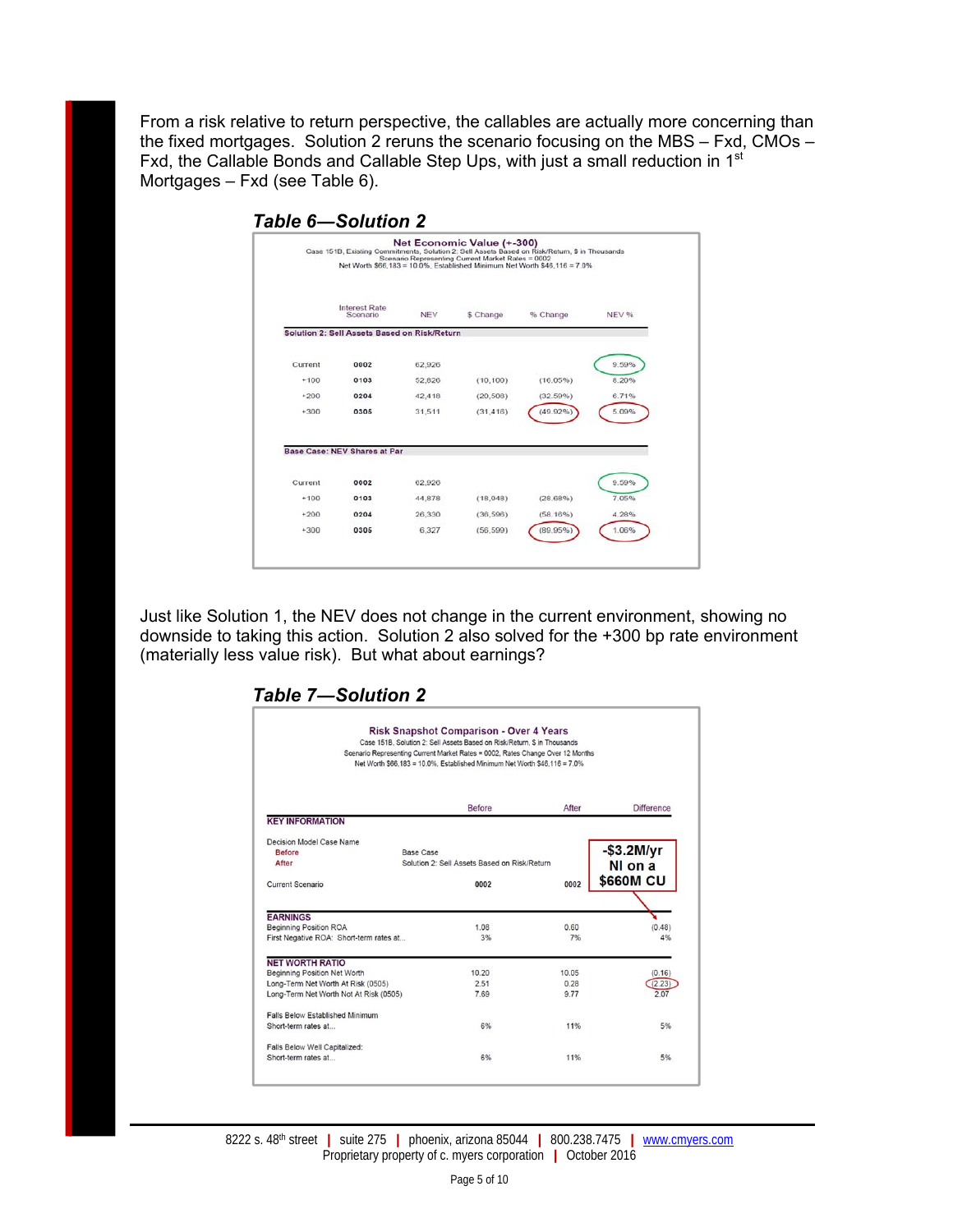From a risk relative to return perspective, the callables are actually more concerning than the fixed mortgages. Solution 2 reruns the scenario focusing on the MBS – Fxd, CMOs – Fxd, the Callable Bonds and Callable Step Ups, with just a small reduction in 1st Mortgages – Fxd (see Table 6).

### *Table 6—Solution 2*

**Net Economic Value (+-300)**
Case 151B, Existing Commitments, Solution 2: Sell Assets Based on Risk/Return, $ in Thousands
Scenario Representing Current Market Rates = 0002
Net Worth $66,183 = 10.0%, Established Minimum Net Worth $46,116 = 7.0%

| Interest Rate Scenario | | NEV | $ Change | % Change | NEV % |
|---|---|---|---|---|---|
| **Solution 2: Sell Assets Based on Risk/Return** | | | | | |
| Current | 0002 | 62,926 | | | 9.59% |
| +100 | 0103 | 52,826 | (10,100) | (16.05%) | 8.20% |
| +200 | 0204 | 42,418 | (20,508) | (32.59%) | 6.71% |
| +300 | 0305 | 31,511 | (31,416) | (49.92%) | 5.09% |
| **Base Case: NEV Shares at Par** | | | | | |
| Current | 0002 | 62,926 | | | 9.59% |
| +100 | 0103 | 44,878 | (18,048) | (28.68%) | 7.05% |
| +200 | 0204 | 26,330 | (36,596) | (58.16%) | 4.28% |
| +300 | 0305 | 6,327 | (56,599) | (89.95%) | 1.06% |

Just like Solution 1, the NEV does not change in the current environment, showing no downside to taking this action. Solution 2 also solved for the +300 bp rate environment (materially less value risk). But what about earnings?

### *Table 7—Solution 2*

**Risk Snapshot Comparison - Over 4 Years**
Case 151B, Solution 2: Sell Assets Based on Risk/Return, $ in Thousands
Scenario Representing Current Market Rates = 0002, Rates Change Over 12 Months
Net Worth $66,183 = 10.0%, Established Minimum Net Worth $46,116 = 7.0%

| | | Before | After | Difference |
|---|---|---|---|---|
| **KEY INFORMATION** | | | | |
| Decision Model Case Name | | | | |
| Before | Base Case | | | |
| After | Solution 2: Sell Assets Based on Risk/Return | | | |
| Current Scenario | | 0002 | 0002 | |
| **EARNINGS** | | | | |
| Beginning Position ROA | | 1.08 | 0.60 | (0.48) |
| First Negative ROA: Short-term rates at... | | 3% | 7% | 4% |
| **NET WORTH RATIO** | | | | |
| Beginning Position Net Worth | | 10.20 | 10.05 | (0.16) |
| Long-Term Net Worth At Risk (0505) | | 2.51 | 0.28 | (2.23) |
| Long-Term Net Worth Not At Risk (0505) | | 7.69 | 9.77 | 2.07 |
| Falls Below Established Minimum | | | | |
| Short-term rates at... | | 6% | 11% | 5% |
| Falls Below Well Capitalized: | | | | |
| Short-term rates at... | | 6% | 11% | 5% |

**-$3.2M/yr NI on a $660M CU**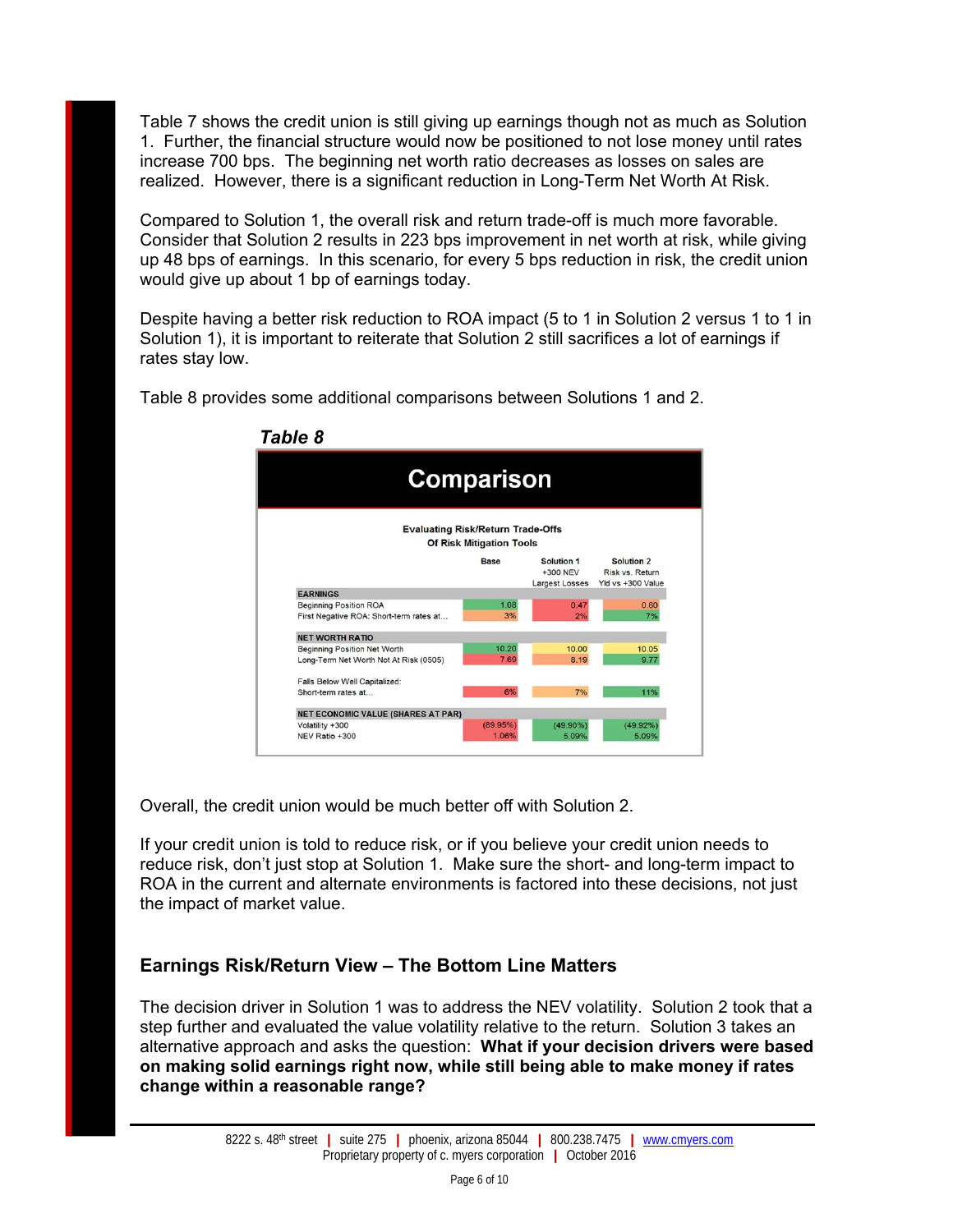Table 7 shows the credit union is still giving up earnings though not as much as Solution 1. Further, the financial structure would now be positioned to not lose money until rates increase 700 bps. The beginning net worth ratio decreases as losses on sales are realized. However, there is a significant reduction in Long-Term Net Worth At Risk.

Compared to Solution 1, the overall risk and return trade-off is much more favorable. Consider that Solution 2 results in 223 bps improvement in net worth at risk, while giving up 48 bps of earnings. In this scenario, for every 5 bps reduction in risk, the credit union would give up about 1 bp of earnings today.

Despite having a better risk reduction to ROA impact (5 to 1 in Solution 2 versus 1 to 1 in Solution 1), it is important to reiterate that Solution 2 still sacrifices a lot of earnings if rates stay low.

Table 8 provides some additional comparisons between Solutions 1 and 2.

***Table 8***

**Comparison**

**Evaluating Risk/Return Trade-Offs Of Risk Mitigation Tools**

| | Base | Solution 1 +300 NEV Largest Losses | Solution 2 Risk vs. Return Yld vs +300 Value |
|---|---|---|---|
| **EARNINGS** | | | |
| Beginning Position ROA | 1.08 | 0.47 | 0.60 |
| First Negative ROA: Short-term rates at... | 3% | 2% | 7% |
| **NET WORTH RATIO** | | | |
| Beginning Position Net Worth | 10.20 | 10.00 | 10.05 |
| Long-Term Net Worth Not At Risk (0505) | 7.69 | 8.19 | 9.77 |
| Falls Below Well Capitalized: Short-term rates at... | 6% | 7% | 11% |
| **NET ECONOMIC VALUE (SHARES AT PAR)** | | | |
| Volatility +300 | (89.95%) | (49.90%) | (49.92%) |
| NEV Ratio +300 | 1.06% | 5.09% | 5.09% |

Overall, the credit union would be much better off with Solution 2.

If your credit union is told to reduce risk, or if you believe your credit union needs to reduce risk, don't just stop at Solution 1. Make sure the short- and long-term impact to ROA in the current and alternate environments is factored into these decisions, not just the impact of market value.

## Earnings Risk/Return View – The Bottom Line Matters

The decision driver in Solution 1 was to address the NEV volatility. Solution 2 took that a step further and evaluated the value volatility relative to the return. Solution 3 takes an alternative approach and asks the question: **What if your decision drivers were based on making solid earnings right now, while still being able to make money if rates change within a reasonable range?**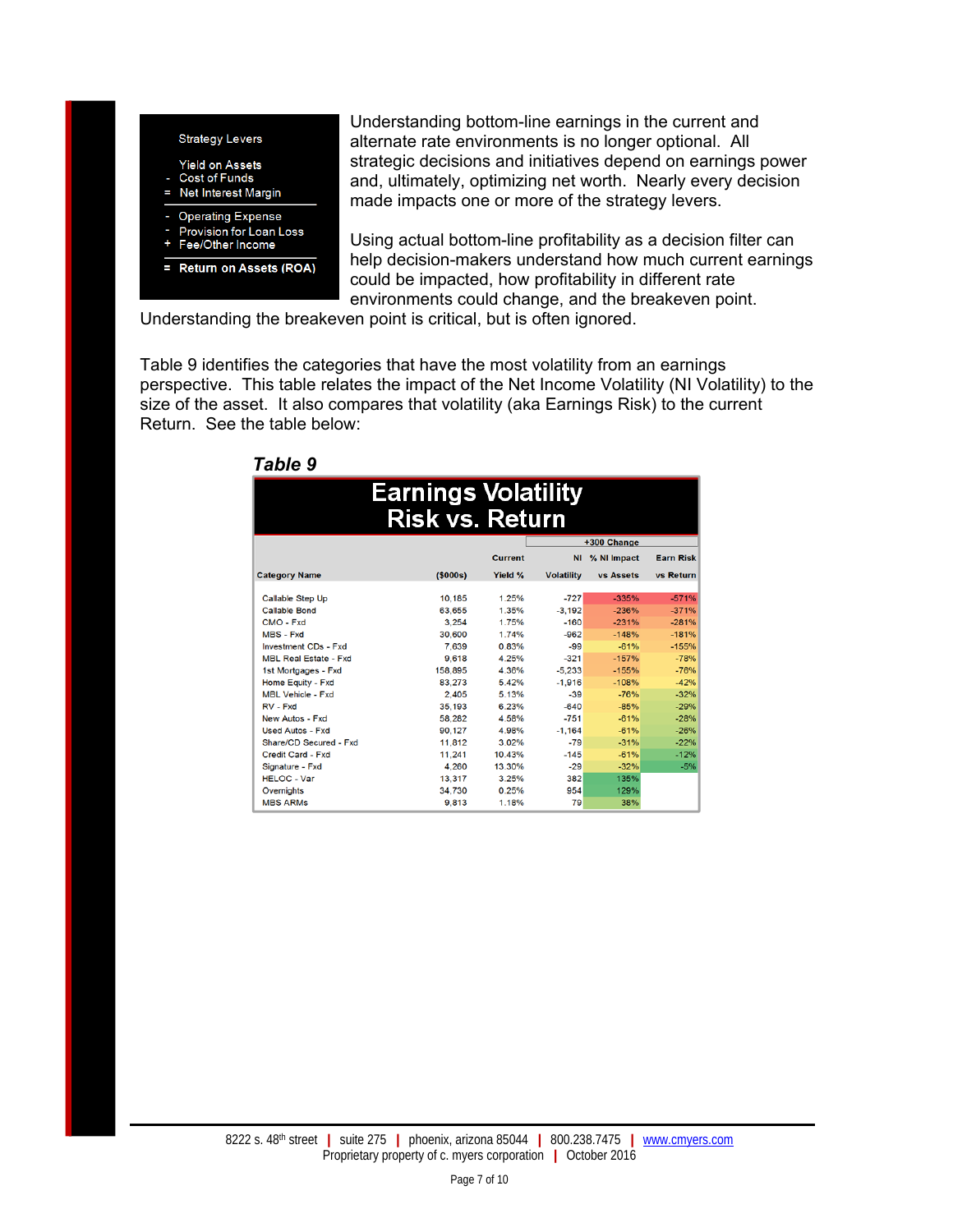Strategy Levers

Yield on Assets
- Cost of Funds
= Net Interest Margin

- Operating Expense
- Provision for Loan Loss
+ Fee/Other Income

= **Return on Assets (ROA)**

Understanding bottom-line earnings in the current and alternate rate environments is no longer optional. All strategic decisions and initiatives depend on earnings power and, ultimately, optimizing net worth. Nearly every decision made impacts one or more of the strategy levers.

Using actual bottom-line profitability as a decision filter can help decision-makers understand how much current earnings could be impacted, how profitability in different rate environments could change, and the breakeven point. Understanding the breakeven point is critical, but is often ignored.

Table 9 identifies the categories that have the most volatility from an earnings perspective. This table relates the impact of the Net Income Volatility (NI Volatility) to the size of the asset. It also compares that volatility (aka Earnings Risk) to the current Return. See the table below:

***Table 9***

**Earnings Volatility Risk vs. Return**

| | | | +300 Change | | |
|---|---|---|---|---|---|
| **Category Name** | **($000s)** | **Current Yield %** | **NI Volatility** | **% NI Impact vs Assets** | **Earn Risk vs Return** |
| Callable Step Up | 10,185 | 1.25% | -727 | -335% | -571% |
| Callable Bond | 63,655 | 1.35% | -3,192 | -236% | -371% |
| CMO - Fxd | 3,254 | 1.75% | -160 | -231% | -281% |
| MBS - Fxd | 30,600 | 1.74% | -962 | -148% | -181% |
| Investment CDs - Fxd | 7,639 | 0.83% | -99 | -81% | -155% |
| MBL Real Estate - Fxd | 9,618 | 4.25% | -321 | -157% | -78% |
| 1st Mortgages - Fxd | 158,895 | 4.36% | -5,233 | -155% | -76% |
| Home Equity - Fxd | 83,273 | 5.42% | -1,916 | -108% | -42% |
| MBL Vehicle - Fxd | 2,405 | 5.13% | -39 | -76% | -32% |
| RV - Fxd | 35,193 | 6.23% | -640 | -85% | -29% |
| New Autos - Fxd | 58,282 | 4.58% | -751 | -61% | -28% |
| Used Autos - Fxd | 90,127 | 4.98% | -1,164 | -61% | -26% |
| Share/CD Secured - Fxd | 11,812 | 3.02% | -79 | -31% | -22% |
| Credit Card - Fxd | 11,241 | 10.43% | -145 | -61% | -12% |
| Signature - Fxd | 4,260 | 13.30% | -29 | -32% | -5% |
| HELOC - Var | 13,317 | 3.25% | 382 | 135% | |
| Overnights | 34,730 | 0.25% | 954 | 129% | |
| MBS ARMs | 9,813 | 1.18% | 79 | 38% | |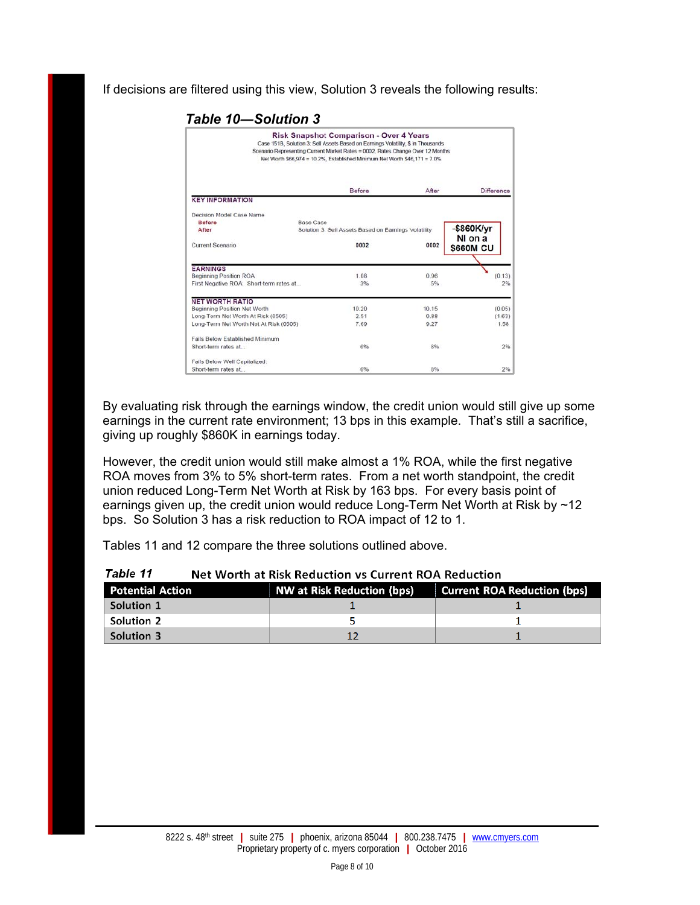If decisions are filtered using this view, Solution 3 reveals the following results:

***Table 10—Solution 3***

**Risk Snapshot Comparison - Over 4 Years**

Case 1518, Solution 3: Sell Assets Based on Earnings Volatility, $ in Thousands
Scenario Representing Current Market Rates = 0002. Rates Change Over 12 Months
Net Worth $66,974 = 10.2%, Established Minimum Net Worth $46,171 = 7.0%

| | | Before | After | Difference |
|---|---|---|---|---|
| **KEY INFORMATION** | | | | |
| Decision Model Case Name | | | | |
| Before | Base Case | | | |
| After | Solution 3: Sell Assets Based on Earnings Volatility | | | -$860K/yr NI on a $660M CU |
| Current Scenario | | 0002 | 0002 | |
| **EARNINGS** | | | | |
| Beginning Position ROA | | 1.08 | 0.96 | (0.13) |
| First Negative ROA: Short-term rates at... | | 3% | 5% | 2% |
| **NET WORTH RATIO** | | | | |
| Beginning Position Net Worth | | 10.20 | 10.15 | (0.05) |
| Long-Term Net Worth At Risk (0505) | | 2.51 | 0.88 | (1.63) |
| Long-Term Net Worth Not At Risk (0505) | | 7.69 | 9.27 | 1.58 |
| Falls Below Established Minimum | | | | |
| Short-term rates at... | | 6% | 8% | 2% |
| Falls Below Well Capitalized: | | | | |
| Short-term rates at... | | 6% | 8% | 2% |

By evaluating risk through the earnings window, the credit union would still give up some earnings in the current rate environment; 13 bps in this example. That's still a sacrifice, giving up roughly $860K in earnings today.

However, the credit union would still make almost a 1% ROA, while the first negative ROA moves from 3% to 5% short-term rates. From a net worth standpoint, the credit union reduced Long-Term Net Worth at Risk by 163 bps. For every basis point of earnings given up, the credit union would reduce Long-Term Net Worth at Risk by ~12 bps. So Solution 3 has a risk reduction to ROA impact of 12 to 1.

Tables 11 and 12 compare the three solutions outlined above.

***Table 11*** **Net Worth at Risk Reduction vs Current ROA Reduction**

| Potential Action | NW at Risk Reduction (bps) | Current ROA Reduction (bps) |
|---|---|---|
| Solution 1 | 1 | 1 |
| Solution 2 | 5 | 1 |
| Solution 3 | 12 | 1 |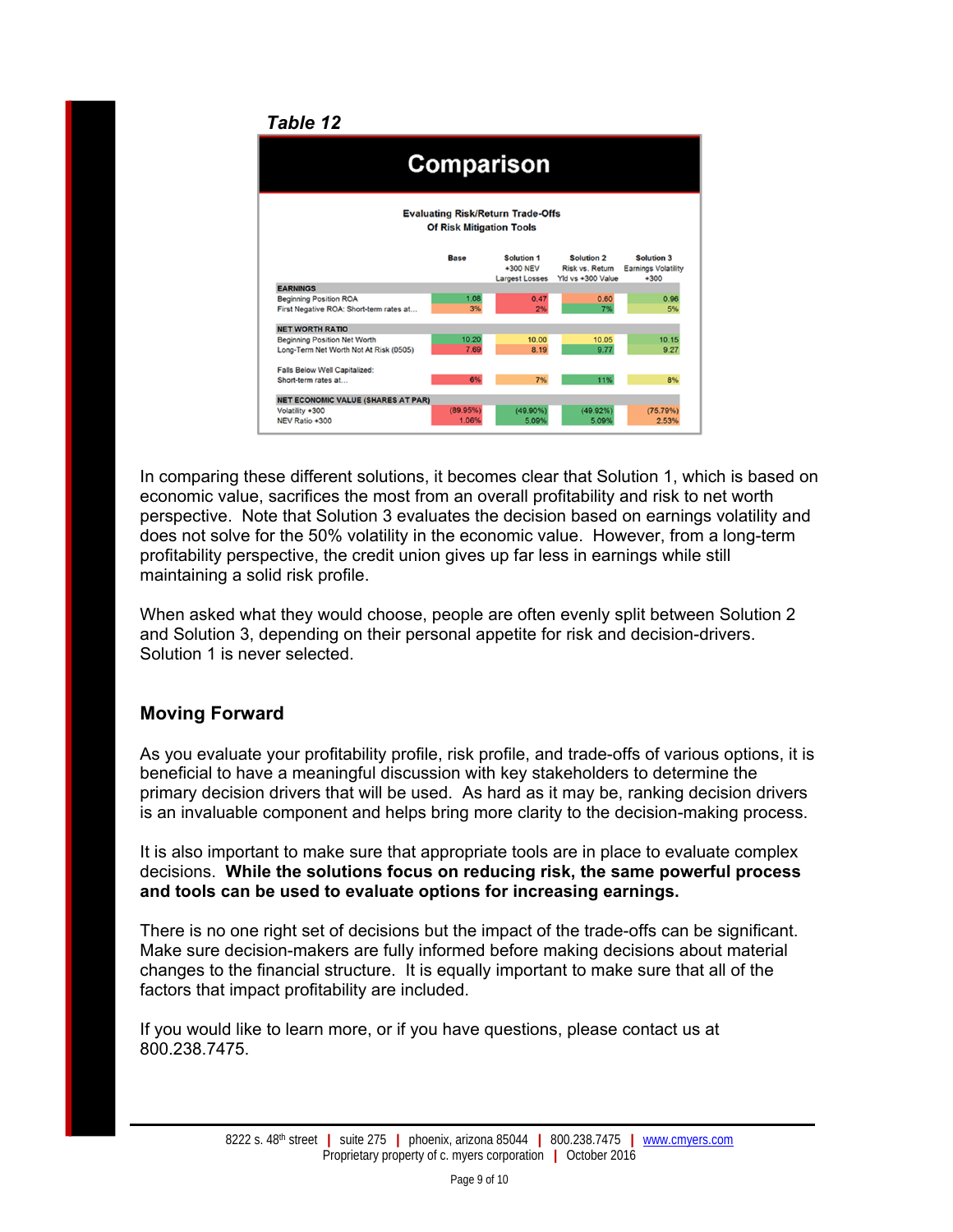*Table 12*

**Comparison**

**Evaluating Risk/Return Trade-Offs Of Risk Mitigation Tools**

| | Base | Solution 1 +300 NEV Largest Losses | Solution 2 Risk vs. Return Yld vs +300 Value | Solution 3 Earnings Volatility +300 |
|---|---|---|---|---|
| **EARNINGS** | | | | |
| Beginning Position ROA | 1.08 | 0.47 | 0.60 | 0.96 |
| First Negative ROA: Short-term rates at... | 3% | 2% | 7% | 5% |
| **NET WORTH RATIO** | | | | |
| Beginning Position Net Worth | 10.20 | 10.00 | 10.05 | 10.15 |
| Long-Term Net Worth Not At Risk (0505) | 7.69 | 8.19 | 9.77 | 9.27 |
| Falls Below Well Capitalized: Short-term rates at... | 6% | 7% | 11% | 8% |
| **NET ECONOMIC VALUE (SHARES AT PAR)** | | | | |
| Volatility +300 | (89.95%) | (49.90%) | (49.92%) | (75.79%) |
| NEV Ratio +300 | 1.06% | 5.09% | 5.09% | 2.53% |

In comparing these different solutions, it becomes clear that Solution 1, which is based on economic value, sacrifices the most from an overall profitability and risk to net worth perspective. Note that Solution 3 evaluates the decision based on earnings volatility and does not solve for the 50% volatility in the economic value. However, from a long-term profitability perspective, the credit union gives up far less in earnings while still maintaining a solid risk profile.

When asked what they would choose, people are often evenly split between Solution 2 and Solution 3, depending on their personal appetite for risk and decision-drivers. Solution 1 is never selected.

## Moving Forward

As you evaluate your profitability profile, risk profile, and trade-offs of various options, it is beneficial to have a meaningful discussion with key stakeholders to determine the primary decision drivers that will be used. As hard as it may be, ranking decision drivers is an invaluable component and helps bring more clarity to the decision-making process.

It is also important to make sure that appropriate tools are in place to evaluate complex decisions. **While the solutions focus on reducing risk, the same powerful process and tools can be used to evaluate options for increasing earnings.**

There is no one right set of decisions but the impact of the trade-offs can be significant. Make sure decision-makers are fully informed before making decisions about material changes to the financial structure. It is equally important to make sure that all of the factors that impact profitability are included.

If you would like to learn more, or if you have questions, please contact us at 800.238.7475.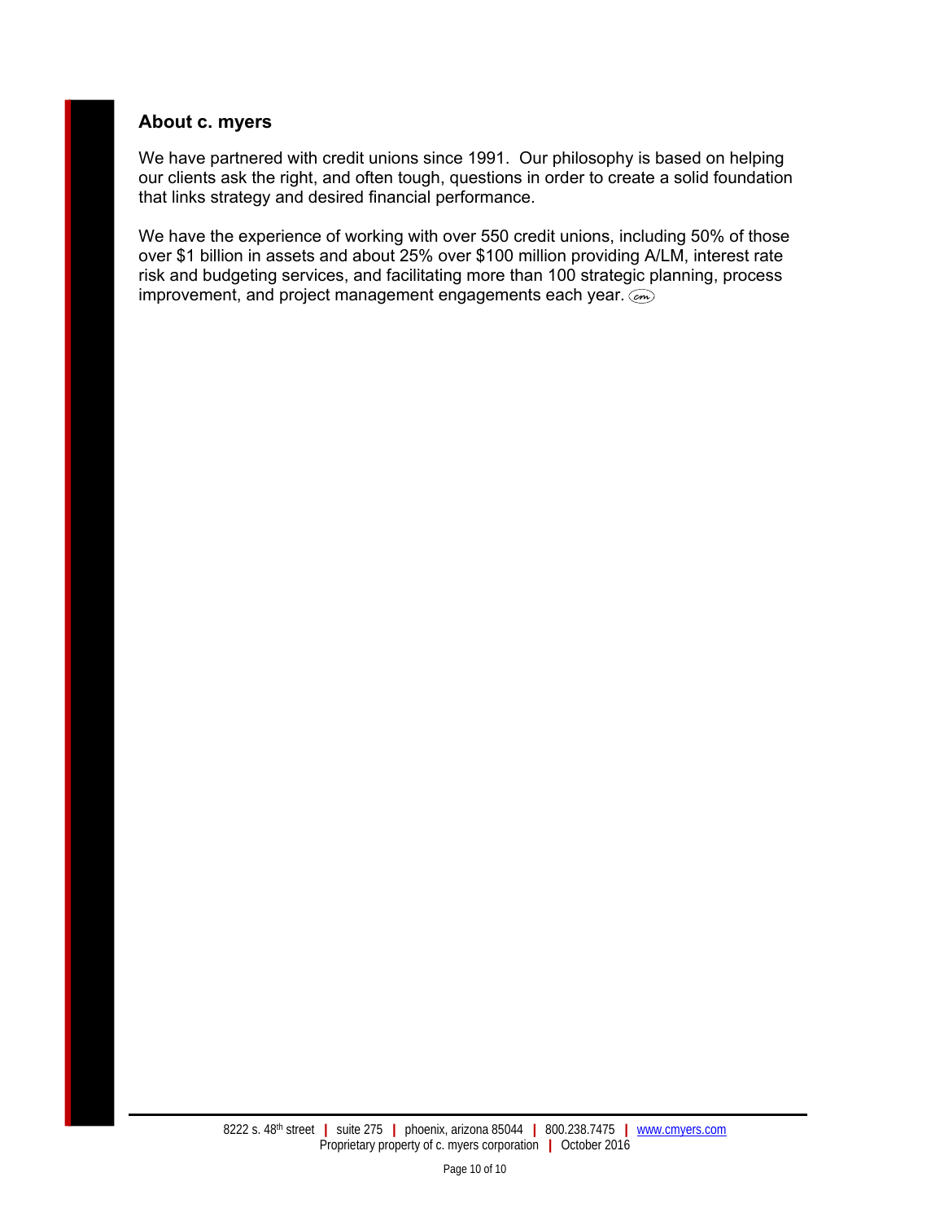## About c. myers

We have partnered with credit unions since 1991. Our philosophy is based on helping our clients ask the right, and often tough, questions in order to create a solid foundation that links strategy and desired financial performance.

We have the experience of working with over 550 credit unions, including 50% of those over $1 billion in assets and about 25% over $100 million providing A/LM, interest rate risk and budgeting services, and facilitating more than 100 strategic planning, process improvement, and project management engagements each year.